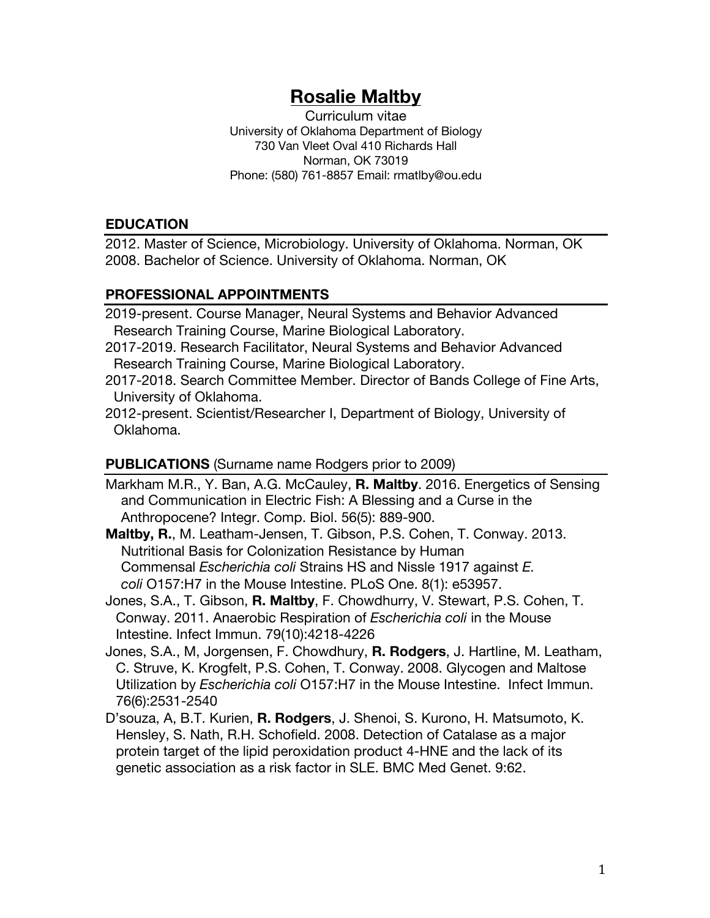# Rosalie Maltby

Curriculum vitae
University of Oklahoma Department of Biology
730 Van Vleet Oval 410 Richards Hall
Norman, OK 73019
Phone: (580) 761-8857 Email: rmatlby@ou.edu

## EDUCATION

2012. Master of Science, Microbiology. University of Oklahoma. Norman, OK
2008. Bachelor of Science. University of Oklahoma. Norman, OK

## PROFESSIONAL APPOINTMENTS

2019-present. Course Manager, Neural Systems and Behavior Advanced Research Training Course, Marine Biological Laboratory.

2017-2019. Research Facilitator, Neural Systems and Behavior Advanced Research Training Course, Marine Biological Laboratory.

2017-2018. Search Committee Member. Director of Bands College of Fine Arts, University of Oklahoma.

2012-present. Scientist/Researcher I, Department of Biology, University of Oklahoma.

## PUBLICATIONS (Surname name Rodgers prior to 2009)

Markham M.R., Y. Ban, A.G. McCauley, **R. Maltby**. 2016. Energetics of Sensing and Communication in Electric Fish: A Blessing and a Curse in the Anthropocene? Integr. Comp. Biol. 56(5): 889-900.

**Maltby, R.**, M. Leatham-Jensen, T. Gibson, P.S. Cohen, T. Conway. 2013. Nutritional Basis for Colonization Resistance by Human Commensal *Escherichia coli* Strains HS and Nissle 1917 against *E. coli* O157:H7 in the Mouse Intestine. PLoS One. 8(1): e53957.

Jones, S.A., T. Gibson, **R. Maltby**, F. Chowdhurry, V. Stewart, P.S. Cohen, T. Conway. 2011. Anaerobic Respiration of *Escherichia coli* in the Mouse Intestine. Infect Immun. 79(10):4218-4226

Jones, S.A., M, Jorgensen, F. Chowdhury, **R. Rodgers**, J. Hartline, M. Leatham, C. Struve, K. Krogfelt, P.S. Cohen, T. Conway. 2008. Glycogen and Maltose Utilization by *Escherichia coli* O157:H7 in the Mouse Intestine. Infect Immun. 76(6):2531-2540

D'souza, A, B.T. Kurien, **R. Rodgers**, J. Shenoi, S. Kurono, H. Matsumoto, K. Hensley, S. Nath, R.H. Schofield. 2008. Detection of Catalase as a major protein target of the lipid peroxidation product 4-HNE and the lack of its genetic association as a risk factor in SLE. BMC Med Genet. 9:62.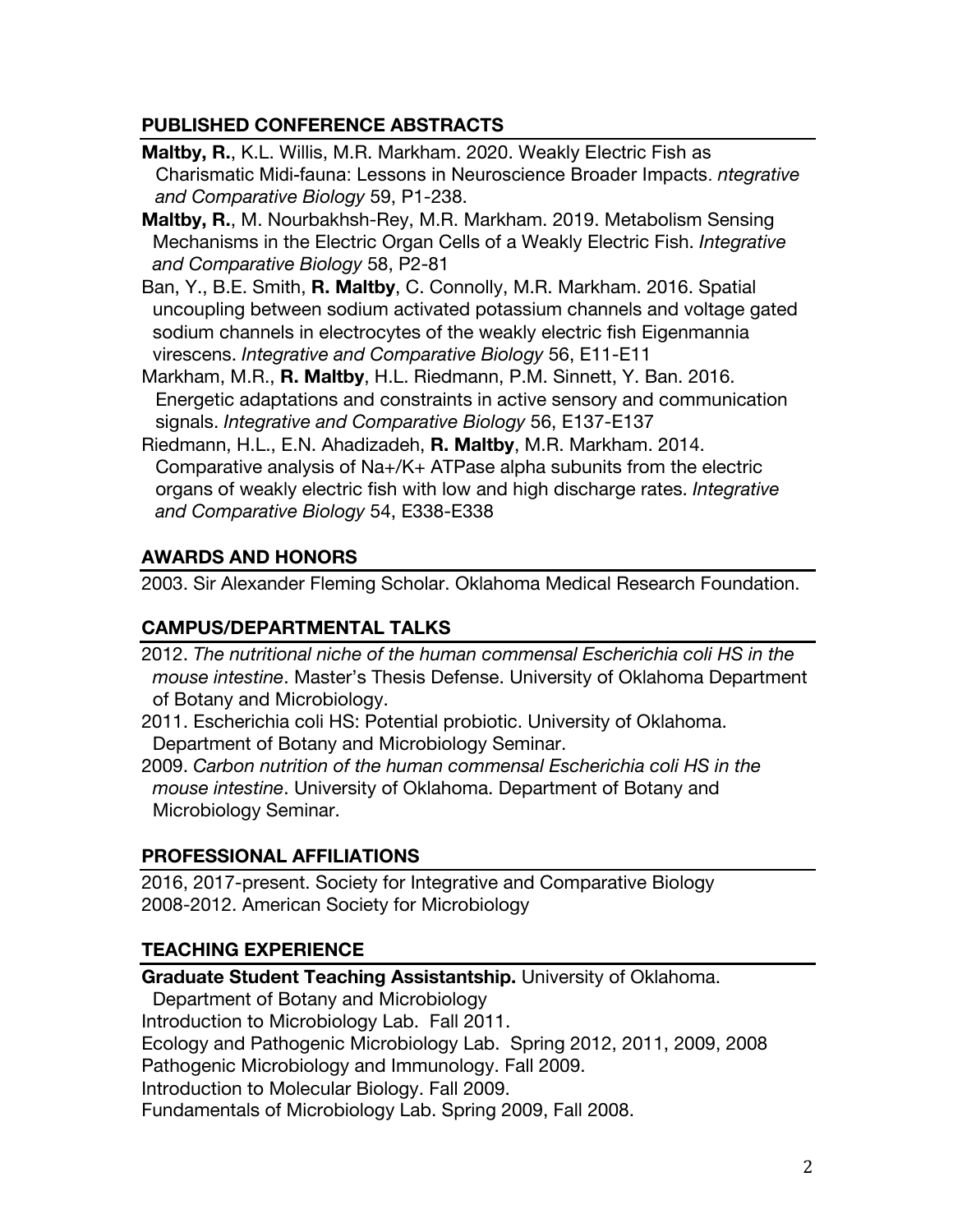## PUBLISHED CONFERENCE ABSTRACTS

**Maltby, R.**, K.L. Willis, M.R. Markham. 2020. Weakly Electric Fish as Charismatic Midi-fauna: Lessons in Neuroscience Broader Impacts. *ntegrative and Comparative Biology* 59, P1-238.

**Maltby, R.**, M. Nourbakhsh-Rey, M.R. Markham. 2019. Metabolism Sensing Mechanisms in the Electric Organ Cells of a Weakly Electric Fish. *Integrative and Comparative Biology* 58, P2-81

Ban, Y., B.E. Smith, **R. Maltby**, C. Connolly, M.R. Markham. 2016. Spatial uncoupling between sodium activated potassium channels and voltage gated sodium channels in electrocytes of the weakly electric fish Eigenmannia virescens. *Integrative and Comparative Biology* 56, E11-E11

Markham, M.R., **R. Maltby**, H.L. Riedmann, P.M. Sinnett, Y. Ban. 2016. Energetic adaptations and constraints in active sensory and communication signals. *Integrative and Comparative Biology* 56, E137-E137

Riedmann, H.L., E.N. Ahadizadeh, **R. Maltby**, M.R. Markham. 2014. Comparative analysis of Na+/K+ ATPase alpha subunits from the electric organs of weakly electric fish with low and high discharge rates. *Integrative and Comparative Biology* 54, E338-E338

## AWARDS AND HONORS

2003. Sir Alexander Fleming Scholar. Oklahoma Medical Research Foundation.

## CAMPUS/DEPARTMENTAL TALKS

2012. *The nutritional niche of the human commensal Escherichia coli HS in the mouse intestine*. Master's Thesis Defense. University of Oklahoma Department of Botany and Microbiology.

2011. Escherichia coli HS: Potential probiotic. University of Oklahoma. Department of Botany and Microbiology Seminar.

2009. *Carbon nutrition of the human commensal Escherichia coli HS in the mouse intestine*. University of Oklahoma. Department of Botany and Microbiology Seminar.

## PROFESSIONAL AFFILIATIONS

2016, 2017-present. Society for Integrative and Comparative Biology
2008-2012. American Society for Microbiology

## TEACHING EXPERIENCE

**Graduate Student Teaching Assistantship.** University of Oklahoma. Department of Botany and Microbiology

Introduction to Microbiology Lab. Fall 2011.
Ecology and Pathogenic Microbiology Lab. Spring 2012, 2011, 2009, 2008
Pathogenic Microbiology and Immunology. Fall 2009.
Introduction to Molecular Biology. Fall 2009.
Fundamentals of Microbiology Lab. Spring 2009, Fall 2008.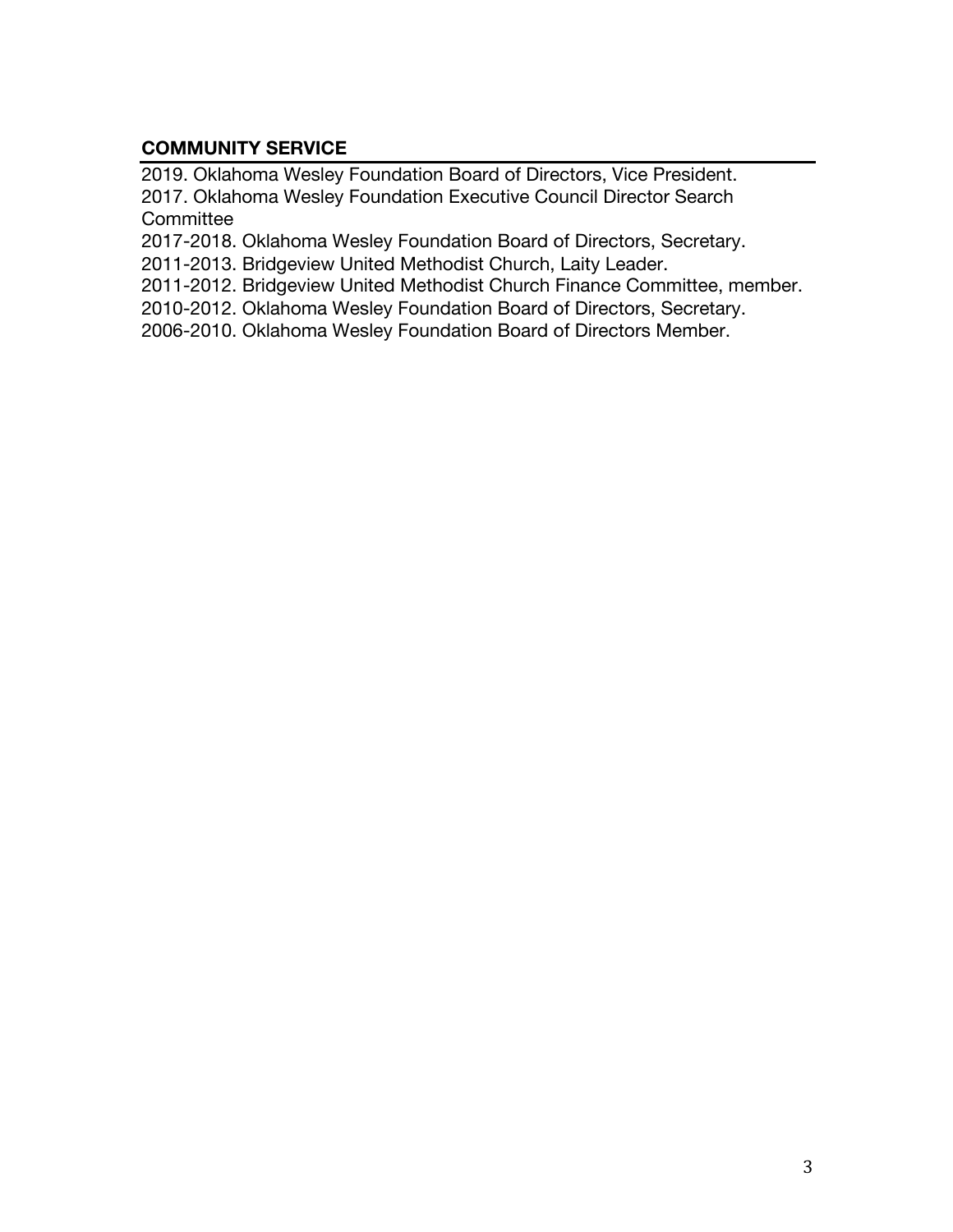## COMMUNITY SERVICE

2019. Oklahoma Wesley Foundation Board of Directors, Vice President.
2017. Oklahoma Wesley Foundation Executive Council Director Search Committee
2017-2018. Oklahoma Wesley Foundation Board of Directors, Secretary.
2011-2013. Bridgeview United Methodist Church, Laity Leader.
2011-2012. Bridgeview United Methodist Church Finance Committee, member.
2010-2012. Oklahoma Wesley Foundation Board of Directors, Secretary.
2006-2010. Oklahoma Wesley Foundation Board of Directors Member.